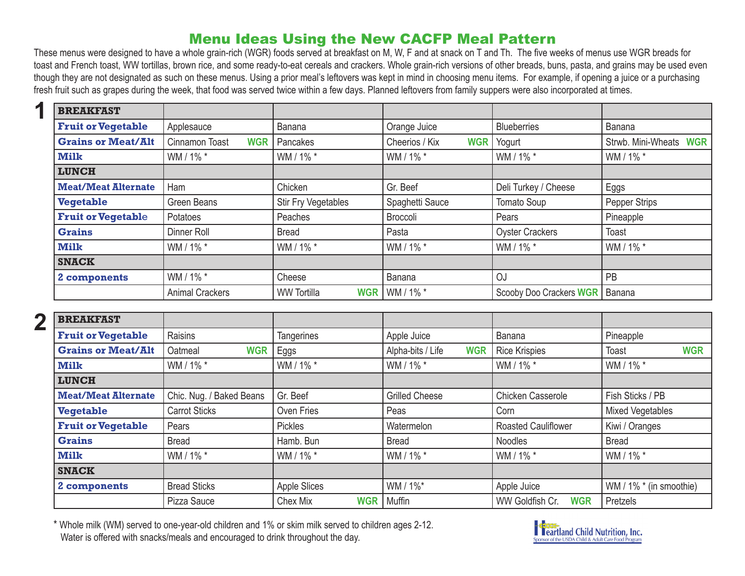# Menu Ideas Using the New CACFP Meal Pattern

These menus were designed to have a whole grain-rich (WGR) foods served at breakfast on M, W, F and at snack on T and Th. The five weeks of menus use WGR breads for toast and French toast, WW tortillas, brown rice, and some ready-to-eat cereals and crackers. Whole grain-rich versions of other breads, buns, pasta, and grains may be used even though they are not designated as such on these menus. Using a prior meal's leftovers was kept in mind in choosing menu items. For example, if opening a juice or a purchasing fresh fruit such as grapes during the week, that food was served twice within a few days. Planned leftovers from family suppers were also incorporated at times.

## 1

| BREAKFAST | | | | | |
|---|---|---|---|---|---|
| **Fruit or Vegetable** | Applesauce | Banana | Orange Juice | Blueberries | Banana |
| **Grains or Meat/Alt** | Cinnamon Toast **WGR** | Pancakes | Cheerios / Kix **WGR** | Yogurt | Strwb. Mini-Wheats **WGR** |
| **Milk** | WM / 1% * | WM / 1% * | WM / 1% * | WM / 1% * | WM / 1% * |
| **LUNCH** | | | | | |
| **Meat/Meat Alternate** | Ham | Chicken | Gr. Beef | Deli Turkey / Cheese | Eggs |
| **Vegetable** | Green Beans | Stir Fry Vegetables | Spaghetti Sauce | Tomato Soup | Pepper Strips |
| **Fruit or Vegetable** | Potatoes | Peaches | Broccoli | Pears | Pineapple |
| **Grains** | Dinner Roll | Bread | Pasta | Oyster Crackers | Toast |
| **Milk** | WM / 1% * | WM / 1% * | WM / 1% * | WM / 1% * | WM / 1% * |
| **SNACK** | | | | | |
| **2 components** | WM / 1% * | Cheese | Banana | OJ | PB |
| | Animal Crackers | WW Tortilla **WGR** | WM / 1% * | Scooby Doo Crackers **WGR** | Banana |

## 2

| BREAKFAST | | | | | |
|---|---|---|---|---|---|
| **Fruit or Vegetable** | Raisins | Tangerines | Apple Juice | Banana | Pineapple |
| **Grains or Meat/Alt** | Oatmeal **WGR** | Eggs | Alpha-bits / Life **WGR** | Rice Krispies | Toast **WGR** |
| **Milk** | WM / 1% * | WM / 1% * | WM / 1% * | WM / 1% * | WM / 1% * |
| **LUNCH** | | | | | |
| **Meat/Meat Alternate** | Chic. Nug. / Baked Beans | Gr. Beef | Grilled Cheese | Chicken Casserole | Fish Sticks / PB |
| **Vegetable** | Carrot Sticks | Oven Fries | Peas | Corn | Mixed Vegetables |
| **Fruit or Vegetable** | Pears | Pickles | Watermelon | Roasted Cauliflower | Kiwi / Oranges |
| **Grains** | Bread | Hamb. Bun | Bread | Noodles | Bread |
| **Milk** | WM / 1% * | WM / 1% * | WM / 1% * | WM / 1% * | WM / 1% * |
| **SNACK** | | | | | |
| **2 components** | Bread Sticks | Apple Slices | WM / 1%* | Apple Juice | WM / 1% * (in smoothie) |
| | Pizza Sauce | Chex Mix **WGR** | Muffin | WW Goldfish Cr. **WGR** | Pretzels |

\* Whole milk (WM) served to one-year-old children and 1% or skim milk served to children ages 2-12.
Water is offered with snacks/meals and encouraged to drink throughout the day.

Heartland Child Nutrition, Inc.
Sponsor of the USDA Child & Adult Care Food Program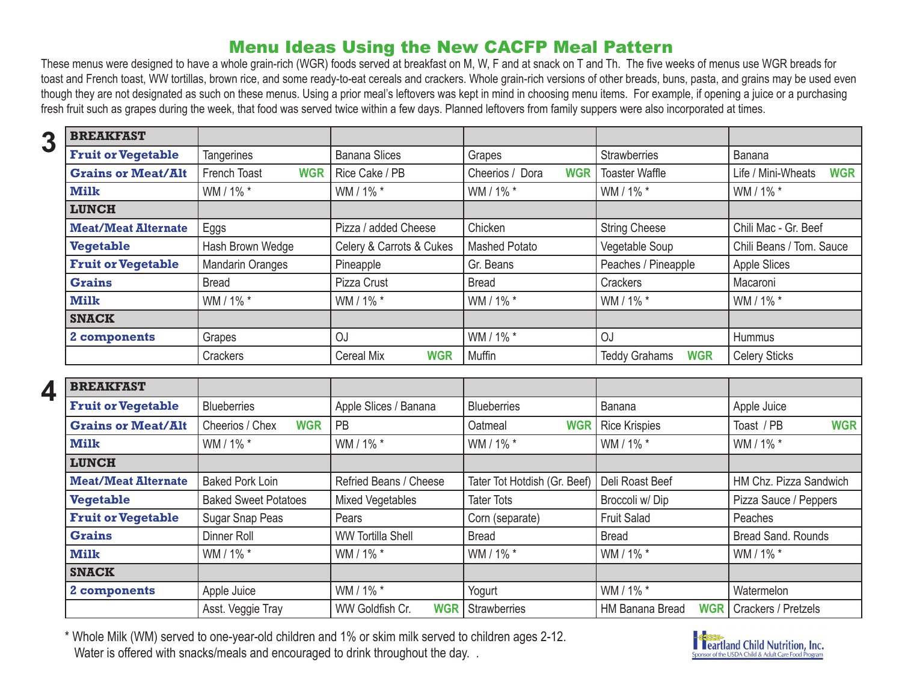# Menu Ideas Using the New CACFP Meal Pattern

These menus were designed to have a whole grain-rich (WGR) foods served at breakfast on M, W, F and at snack on T and Th. The five weeks of menus use WGR breads for toast and French toast, WW tortillas, brown rice, and some ready-to-eat cereals and crackers. Whole grain-rich versions of other breads, buns, pasta, and grains may be used even though they are not designated as such on these menus. Using a prior meal's leftovers was kept in mind in choosing menu items. For example, if opening a juice or a purchasing fresh fruit such as grapes during the week, that food was served twice within a few days. Planned leftovers from family suppers were also incorporated at times.

## 3

| **BREAKFAST** | | | | | |
|---|---|---|---|---|---|
| **Fruit or Vegetable** | Tangerines | Banana Slices | Grapes | Strawberries | Banana |
| **Grains or Meat/Alt** | French Toast **WGR** | Rice Cake / PB | Cheerios / Dora **WGR** | Toaster Waffle | Life / Mini-Wheats **WGR** |
| **Milk** | WM / 1% * | WM / 1% * | WM / 1% * | WM / 1% * | WM / 1% * |
| **LUNCH** | | | | | |
| **Meat/Meat Alternate** | Eggs | Pizza / added Cheese | Chicken | String Cheese | Chili Mac - Gr. Beef |
| **Vegetable** | Hash Brown Wedge | Celery & Carrots & Cukes | Mashed Potato | Vegetable Soup | Chili Beans / Tom. Sauce |
| **Fruit or Vegetable** | Mandarin Oranges | Pineapple | Gr. Beans | Peaches / Pineapple | Apple Slices |
| **Grains** | Bread | Pizza Crust | Bread | Crackers | Macaroni |
| **Milk** | WM / 1% * | WM / 1% * | WM / 1% * | WM / 1% * | WM / 1% * |
| **SNACK** | | | | | |
| **2 components** | Grapes | OJ | WM / 1% * | OJ | Hummus |
| | Crackers | Cereal Mix **WGR** | Muffin | Teddy Grahams **WGR** | Celery Sticks |

## 4

| **BREAKFAST** | | | | | |
|---|---|---|---|---|---|
| **Fruit or Vegetable** | Blueberries | Apple Slices / Banana | Blueberries | Banana | Apple Juice |
| **Grains or Meat/Alt** | Cheerios / Chex **WGR** | PB | Oatmeal **WGR** | Rice Krispies | Toast / PB **WGR** |
| **Milk** | WM / 1% * | WM / 1% * | WM / 1% * | WM / 1% * | WM / 1% * |
| **LUNCH** | | | | | |
| **Meat/Meat Alternate** | Baked Pork Loin | Refried Beans / Cheese | Tater Tot Hotdish (Gr. Beef) | Deli Roast Beef | HM Chz. Pizza Sandwich |
| **Vegetable** | Baked Sweet Potatoes | Mixed Vegetables | Tater Tots | Broccoli w/ Dip | Pizza Sauce / Peppers |
| **Fruit or Vegetable** | Sugar Snap Peas | Pears | Corn (separate) | Fruit Salad | Peaches |
| **Grains** | Dinner Roll | WW Tortilla Shell | Bread | Bread | Bread Sand. Rounds |
| **Milk** | WM / 1% * | WM / 1% * | WM / 1% * | WM / 1% * | WM / 1% * |
| **SNACK** | | | | | |
| **2 components** | Apple Juice | WM / 1% * | Yogurt | WM / 1% * | Watermelon |
| | Asst. Veggie Tray | WW Goldfish Cr. **WGR** | Strawberries | HM Banana Bread **WGR** | Crackers / Pretzels |

\* Whole Milk (WM) served to one-year-old children and 1% or skim milk served to children ages 2-12.
Water is offered with snacks/meals and encouraged to drink throughout the day. .

Heartland Child Nutrition, Inc.
Sponsor of the USDA Child & Adult Care Food Program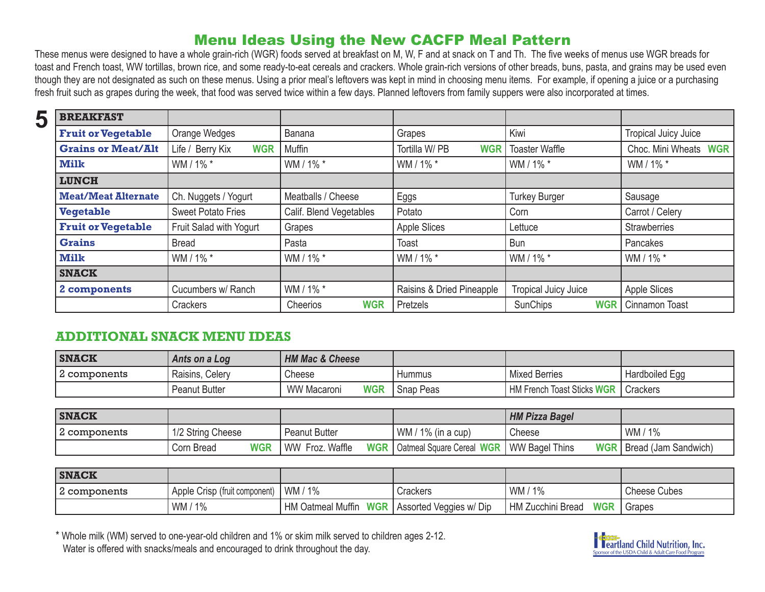# Menu Ideas Using the New CACFP Meal Pattern

These menus were designed to have a whole grain-rich (WGR) foods served at breakfast on M, W, F and at snack on T and Th. The five weeks of menus use WGR breads for toast and French toast, WW tortillas, brown rice, and some ready-to-eat cereals and crackers. Whole grain-rich versions of other breads, buns, pasta, and grains may be used even though they are not designated as such on these menus. Using a prior meal's leftovers was kept in mind in choosing menu items. For example, if opening a juice or a purchasing fresh fruit such as grapes during the week, that food was served twice within a few days. Planned leftovers from family suppers were also incorporated at times.

## 5

| | | | | | |
|---|---|---|---|---|---|
| **BREAKFAST** | | | | | |
| **Fruit or Vegetable** | Orange Wedges | Banana | Grapes | Kiwi | Tropical Juicy Juice |
| **Grains or Meat/Alt** | Life / Berry Kix **WGR** | Muffin | Tortilla W/ PB **WGR** | Toaster Waffle | Choc. Mini Wheats **WGR** |
| **Milk** | WM / 1% * | WM / 1% * | WM / 1% * | WM / 1% * | WM / 1% * |
| **LUNCH** | | | | | |
| **Meat/Meat Alternate** | Ch. Nuggets / Yogurt | Meatballs / Cheese | Eggs | Turkey Burger | Sausage |
| **Vegetable** | Sweet Potato Fries | Calif. Blend Vegetables | Potato | Corn | Carrot / Celery |
| **Fruit or Vegetable** | Fruit Salad with Yogurt | Grapes | Apple Slices | Lettuce | Strawberries |
| **Grains** | Bread | Pasta | Toast | Bun | Pancakes |
| **Milk** | WM / 1% * | WM / 1% * | WM / 1% * | WM / 1% * | WM / 1% * |
| **SNACK** | | | | | |
| **2 components** | Cucumbers w/ Ranch | WM / 1% * | Raisins & Dried Pineapple | Tropical Juicy Juice | Apple Slices |
| | Crackers | Cheerios **WGR** | Pretzels | SunChips **WGR** | Cinnamon Toast |

## ADDITIONAL SNACK MENU IDEAS

| | | | | | |
|---|---|---|---|---|---|
| **SNACK** | ***Ants on a Log*** | ***HM Mac & Cheese*** | | | |
| 2 components | Raisins, Celery | Cheese | Hummus | Mixed Berries | Hardboiled Egg |
| | Peanut Butter | WW Macaroni **WGR** | Snap Peas | HM French Toast Sticks **WGR** | Crackers |

| | | | | | |
|---|---|---|---|---|---|
| **SNACK** | | | | ***HM Pizza Bagel*** | |
| 2 components | 1/2 String Cheese | Peanut Butter | WM / 1% (in a cup) | Cheese | WM / 1% |
| | Corn Bread **WGR** | WW Froz. Waffle **WGR** | Oatmeal Square Cereal **WGR** | WW Bagel Thins **WGR** | Bread (Jam Sandwich) |

| | | | | | |
|---|---|---|---|---|---|
| **SNACK** | | | | | |
| 2 components | Apple Crisp (fruit component) | WM / 1% | Crackers | WM / 1% | Cheese Cubes |
| | WM / 1% | HM Oatmeal Muffin **WGR** | Assorted Veggies w/ Dip | HM Zucchini Bread **WGR** | Grapes |

\* Whole milk (WM) served to one-year-old children and 1% or skim milk served to children ages 2-12.
Water is offered with snacks/meals and encouraged to drink throughout the day.

Heartland Child Nutrition, Inc.
Sponsor of the USDA Child & Adult Care Food Program